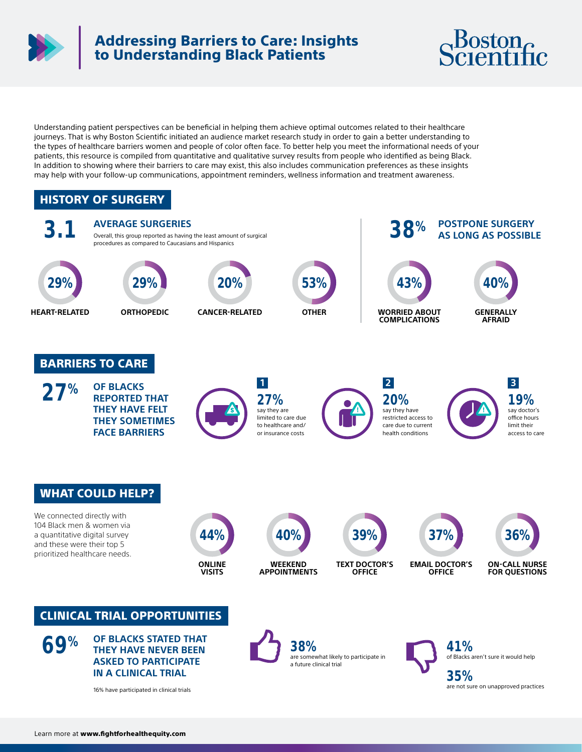# Addressing Barriers to Care: Insights to Understanding Black Patients

Boston Scientific

Understanding patient perspectives can be beneficial in helping them achieve optimal outcomes related to their healthcare journeys. That is why Boston Scientific initiated an audience market research study in order to gain a better understanding to the types of healthcare barriers women and people of color often face. To better help you meet the informational needs of your patients, this resource is compiled from quantitative and qualitative survey results from people who identified as being Black. In addition to showing where their barriers to care may exist, this also includes communication preferences as these insights may help with your follow-up communications, appointment reminders, wellness information and treatment awareness.

## HISTORY OF SURGERY

**3.1 AVERAGE SURGERIES**

Overall, this group reported as having the least amount of surgical procedures as compared to Caucasians and Hispanics

- 29% HEART-RELATED
- 29% ORTHOPEDIC
- 20% CANCER-RELATED
- 53% OTHER

**38% POSTPONE SURGERY AS LONG AS POSSIBLE**

- 43% WORRIED ABOUT COMPLICATIONS
- 40% GENERALLY AFRAID

## BARRIERS TO CARE

**27% OF BLACKS REPORTED THAT THEY HAVE FELT THEY SOMETIMES FACE BARRIERS**

1. **27%** say they are limited to care due to healthcare and/or insurance costs
2. **20%** say they have restricted access to care due to current health conditions
3. **19%** say doctor's office hours limit their access to care

## WHAT COULD HELP?

We connected directly with 104 Black men & women via a quantitative digital survey and these were their top 5 prioritized healthcare needs.

- 44% ONLINE VISITS
- 40% WEEKEND APPOINTMENTS
- 39% TEXT DOCTOR'S OFFICE
- 37% EMAIL DOCTOR'S OFFICE
- 36% ON-CALL NURSE FOR QUESTIONS

## CLINICAL TRIAL OPPORTUNITIES

**69% OF BLACKS STATED THAT THEY HAVE NEVER BEEN ASKED TO PARTICIPATE IN A CLINICAL TRIAL**

16% have participated in clinical trials

**38%** are somewhat likely to participate in a future clinical trial

**41%** of Blacks aren't sure it would help

**35%** are not sure on unapproved practices

Learn more at **www.fightforhealthequity.com**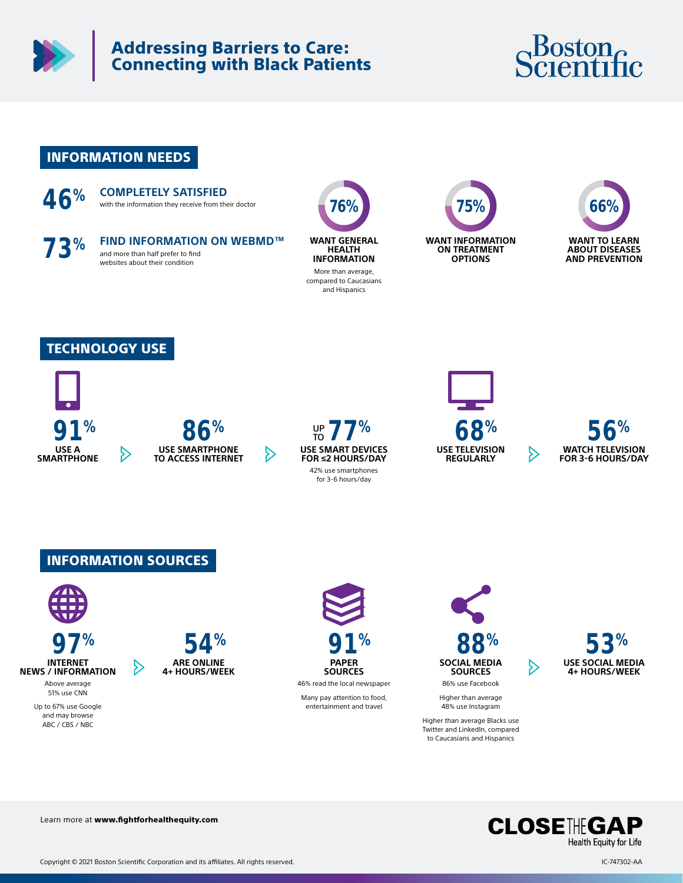# Addressing Barriers to Care: Connecting with Black Patients

Boston Scientific

## INFORMATION NEEDS

**46%** **COMPLETELY SATISFIED** with the information they receive from their doctor

**73%** **FIND INFORMATION ON WEBMD™** and more than half prefer to find websites about their condition

**76%** **WANT GENERAL HEALTH INFORMATION**
More than average, compared to Caucasians and Hispanics

**75%** **WANT INFORMATION ON TREATMENT OPTIONS**

**66%** **WANT TO LEARN ABOUT DISEASES AND PREVENTION**

## TECHNOLOGY USE

**91%** **USE A SMARTPHONE**

**86%** **USE SMARTPHONE TO ACCESS INTERNET**

**UP TO 77%** **USE SMART DEVICES FOR ≤2 HOURS/DAY**
42% use smartphones for 3-6 hours/day

**68%** **USE TELEVISION REGULARLY**

**56%** **WATCH TELEVISION FOR 3-6 HOURS/DAY**

## INFORMATION SOURCES

**97%** **INTERNET NEWS / INFORMATION**
Above average
51% use CNN
Up to 67% use Google and may browse ABC / CBS / NBC

**54%** **ARE ONLINE 4+ HOURS/WEEK**

**91%** **PAPER SOURCES**
46% read the local newspaper
Many pay attention to food, entertainment and travel

**88%** **SOCIAL MEDIA SOURCES**
86% use Facebook
Higher than average 48% use Instagram
Higher than average Blacks use Twitter and LinkedIn, compared to Caucasians and Hispanics

**53%** **USE SOCIAL MEDIA 4+ HOURS/WEEK**

Learn more at **www.fightforhealthequity.com**

CLOSE THE GAP
Health Equity for Life

Copyright © 2021 Boston Scientific Corporation and its affiliates. All rights reserved.

IC-747302-AA